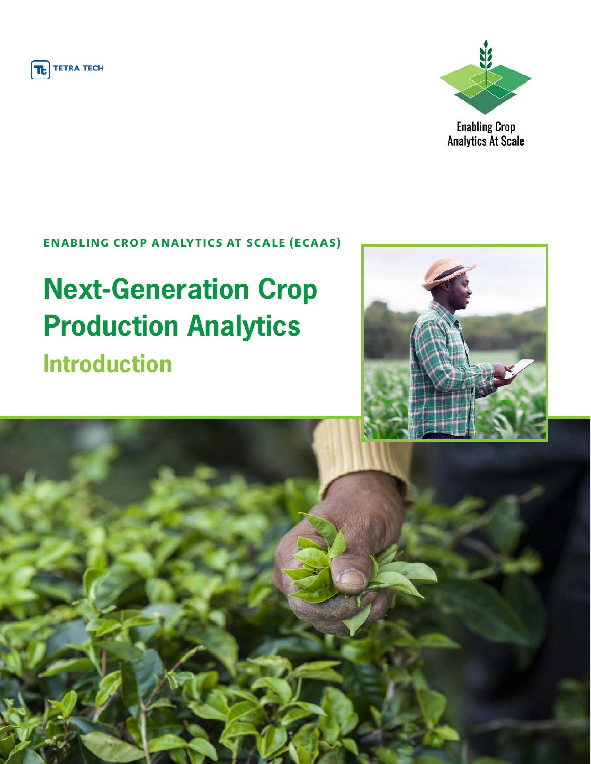TETRA TECH

Enabling Crop Analytics At Scale

**ENABLING CROP ANALYTICS AT SCALE (ECAAS)**

# Next-Generation Crop Production Analytics

## Introduction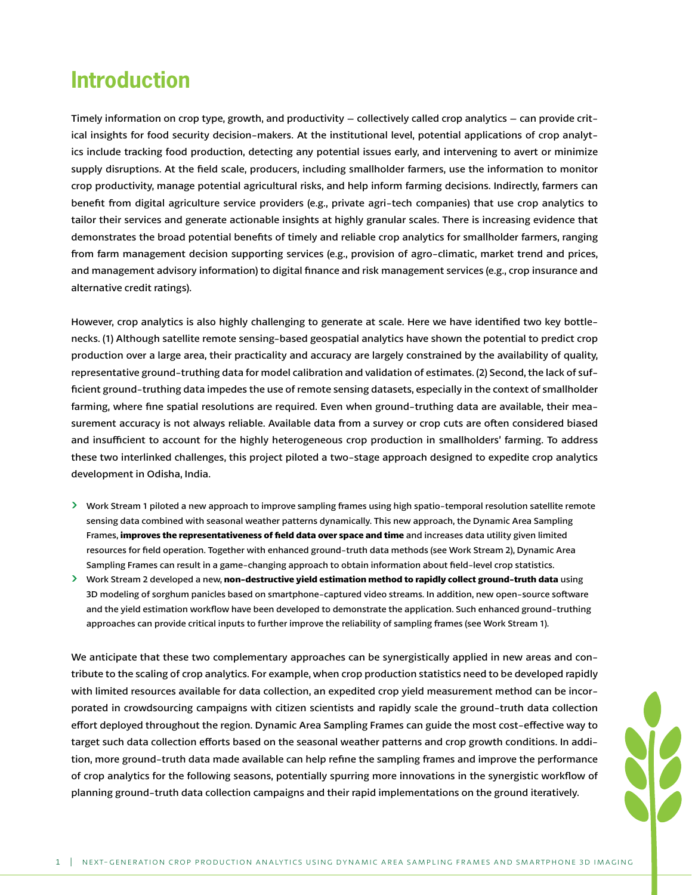# Introduction

Timely information on crop type, growth, and productivity — collectively called crop analytics — can provide critical insights for food security decision-makers. At the institutional level, potential applications of crop analytics include tracking food production, detecting any potential issues early, and intervening to avert or minimize supply disruptions. At the field scale, producers, including smallholder farmers, use the information to monitor crop productivity, manage potential agricultural risks, and help inform farming decisions. Indirectly, farmers can benefit from digital agriculture service providers (e.g., private agri-tech companies) that use crop analytics to tailor their services and generate actionable insights at highly granular scales. There is increasing evidence that demonstrates the broad potential benefits of timely and reliable crop analytics for smallholder farmers, ranging from farm management decision supporting services (e.g., provision of agro-climatic, market trend and prices, and management advisory information) to digital finance and risk management services (e.g., crop insurance and alternative credit ratings).

However, crop analytics is also highly challenging to generate at scale. Here we have identified two key bottlenecks. (1) Although satellite remote sensing-based geospatial analytics have shown the potential to predict crop production over a large area, their practicality and accuracy are largely constrained by the availability of quality, representative ground-truthing data for model calibration and validation of estimates. (2) Second, the lack of sufficient ground-truthing data impedes the use of remote sensing datasets, especially in the context of smallholder farming, where fine spatial resolutions are required. Even when ground-truthing data are available, their measurement accuracy is not always reliable. Available data from a survey or crop cuts are often considered biased and insufficient to account for the highly heterogeneous crop production in smallholders' farming. To address these two interlinked challenges, this project piloted a two-stage approach designed to expedite crop analytics development in Odisha, India.

- Work Stream 1 piloted a new approach to improve sampling frames using high spatio-temporal resolution satellite remote sensing data combined with seasonal weather patterns dynamically. This new approach, the Dynamic Area Sampling Frames, **improves the representativeness of field data over space and time** and increases data utility given limited resources for field operation. Together with enhanced ground-truth data methods (see Work Stream 2), Dynamic Area Sampling Frames can result in a game-changing approach to obtain information about field-level crop statistics.
- Work Stream 2 developed a new, **non-destructive yield estimation method to rapidly collect ground-truth data** using 3D modeling of sorghum panicles based on smartphone-captured video streams. In addition, new open-source software and the yield estimation workflow have been developed to demonstrate the application. Such enhanced ground-truthing approaches can provide critical inputs to further improve the reliability of sampling frames (see Work Stream 1).

We anticipate that these two complementary approaches can be synergistically applied in new areas and contribute to the scaling of crop analytics. For example, when crop production statistics need to be developed rapidly with limited resources available for data collection, an expedited crop yield measurement method can be incorporated in crowdsourcing campaigns with citizen scientists and rapidly scale the ground-truth data collection effort deployed throughout the region. Dynamic Area Sampling Frames can guide the most cost-effective way to target such data collection efforts based on the seasonal weather patterns and crop growth conditions. In addition, more ground-truth data made available can help refine the sampling frames and improve the performance of crop analytics for the following seasons, potentially spurring more innovations in the synergistic workflow of planning ground-truth data collection campaigns and their rapid implementations on the ground iteratively.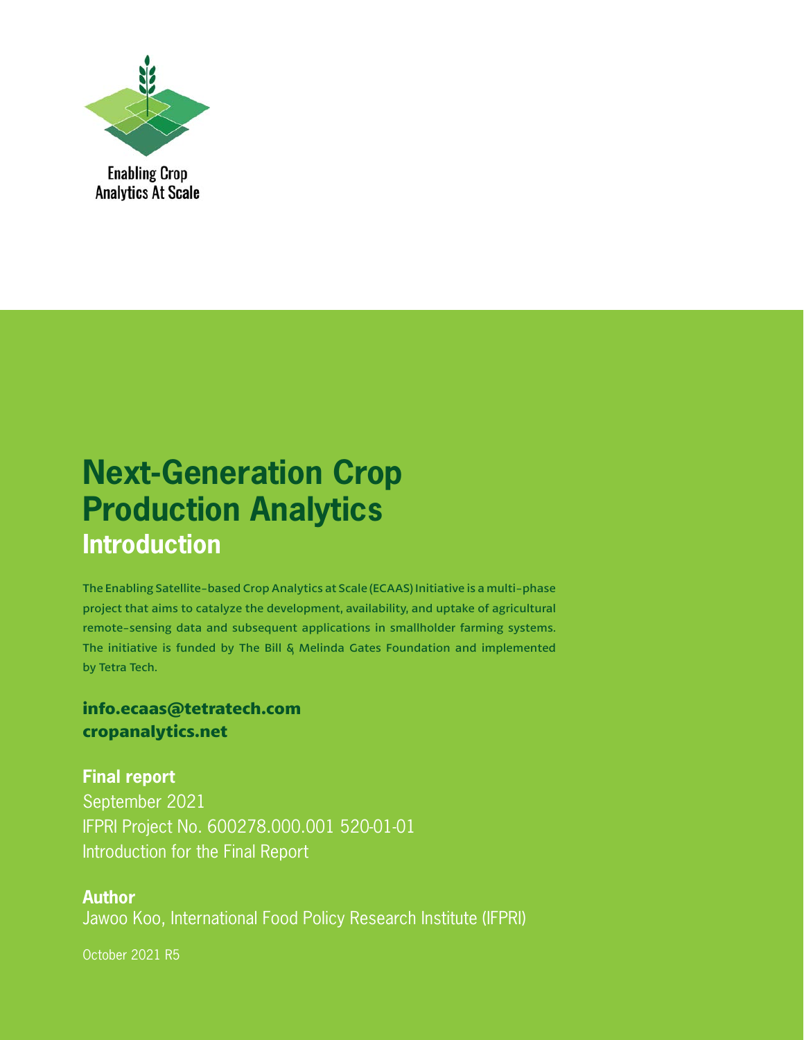Enabling Crop
Analytics At Scale

# Next-Generation Crop Production Analytics

## Introduction

The Enabling Satellite-based Crop Analytics at Scale (ECAAS) Initiative is a multi-phase project that aims to catalyze the development, availability, and uptake of agricultural remote-sensing data and subsequent applications in smallholder farming systems. The initiative is funded by The Bill & Melinda Gates Foundation and implemented by Tetra Tech.

**info.ecaas@tetratech.com**
**cropanalytics.net**

**Final report**
September 2021
IFPRI Project No. 600278.000.001 520-01-01
Introduction for the Final Report

**Author**
Jawoo Koo, International Food Policy Research Institute (IFPRI)

October 2021 R5